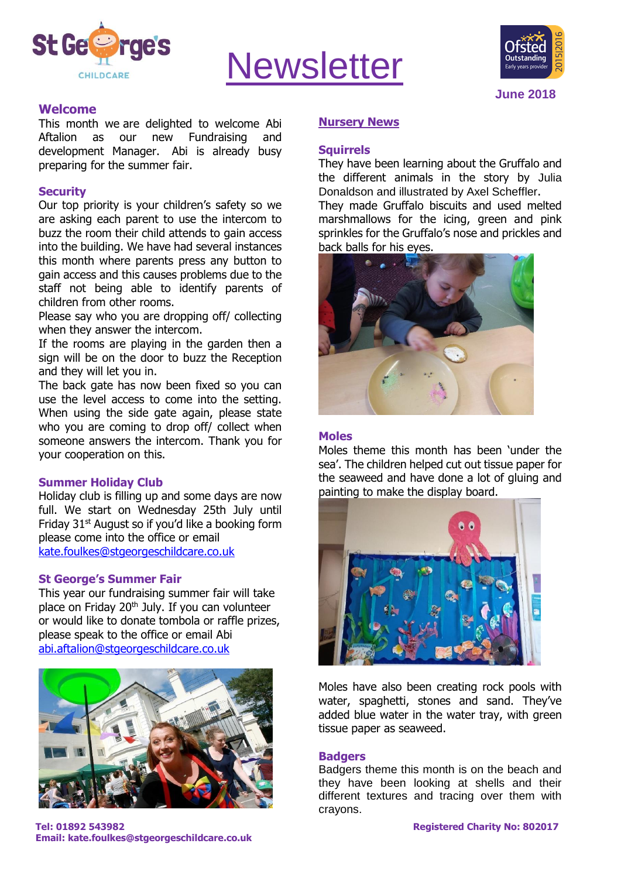# Newsletter

June 2018

## Welcome

This month we are delighted to welcome Abi Aftalion as our new Fundraising and development Manager. Abi is already busy preparing for the summer fair.

## Security

Our top priority is your children's safety so we are asking each parent to use the intercom to buzz the room their child attends to gain access into the building. We have had several instances this month where parents press any button to gain access and this causes problems due to the staff not being able to identify parents of children from other rooms.

Please say who you are dropping off/ collecting when they answer the intercom.

If the rooms are playing in the garden then a sign will be on the door to buzz the Reception and they will let you in.

The back gate has now been fixed so you can use the level access to come into the setting. When using the side gate again, please state who you are coming to drop off/ collect when someone answers the intercom. Thank you for your cooperation on this.

## Summer Holiday Club

Holiday club is filling up and some days are now full. We start on Wednesday 25th July until Friday 31st August so if you'd like a booking form please come into the office or email kate.foulkes@stgeorgeschildcare.co.uk

## St George's Summer Fair

This year our fundraising summer fair will take place on Friday 20th July. If you can volunteer or would like to donate tombola or raffle prizes, please speak to the office or email Abi abi.aftalion@stgeorgeschildcare.co.uk

## Nursery News

### Squirrels

They have been learning about the Gruffalo and the different animals in the story by Julia Donaldson and illustrated by Axel Scheffler.

They made Gruffalo biscuits and used melted marshmallows for the icing, green and pink sprinkles for the Gruffalo's nose and prickles and back balls for his eyes.

### Moles

Moles theme this month has been 'under the sea'. The children helped cut out tissue paper for the seaweed and have done a lot of gluing and painting to make the display board.

Moles have also been creating rock pools with water, spaghetti, stones and sand. They've added blue water in the water tray, with green tissue paper as seaweed.

### Badgers

Badgers theme this month is on the beach and they have been looking at shells and their different textures and tracing over them with crayons.

Tel: 01892 543982
Email: kate.foulkes@stgeorgeschildcare.co.uk

Registered Charity No: 802017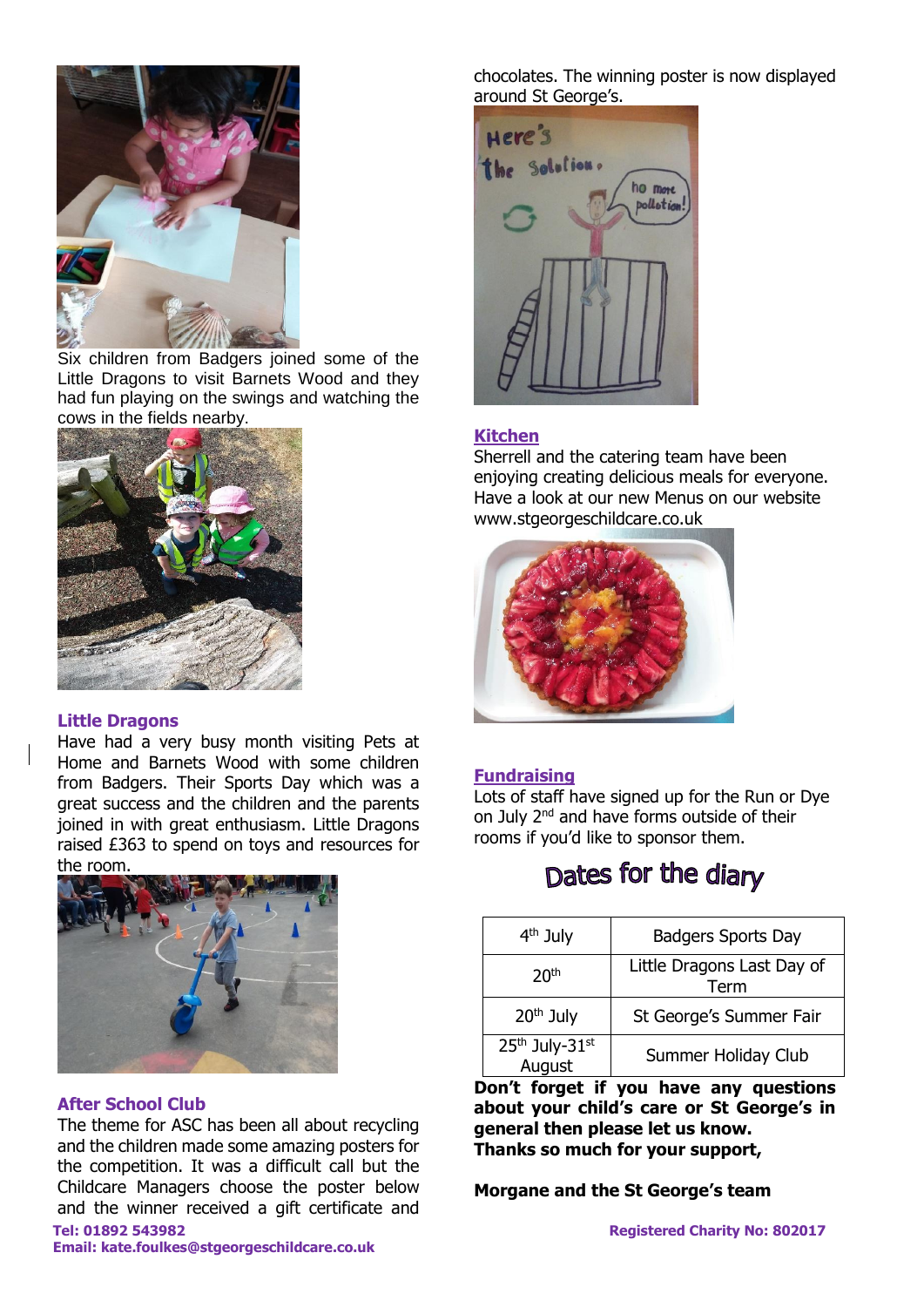Six children from Badgers joined some of the Little Dragons to visit Barnets Wood and they had fun playing on the swings and watching the cows in the fields nearby.

### Little Dragons

Have had a very busy month visiting Pets at Home and Barnets Wood with some children from Badgers. Their Sports Day which was a great success and the children and the parents joined in with great enthusiasm. Little Dragons raised £363 to spend on toys and resources for the room.

### After School Club

The theme for ASC has been all about recycling and the children made some amazing posters for the competition. It was a difficult call but the Childcare Managers choose the poster below and the winner received a gift certificate and chocolates. The winning poster is now displayed around St George's.

### Kitchen

Sherrell and the catering team have been enjoying creating delicious meals for everyone. Have a look at our new Menus on our website www.stgeorgeschildcare.co.uk

### Fundraising

Lots of staff have signed up for the Run or Dye on July 2nd and have forms outside of their rooms if you'd like to sponsor them.

## Dates for the diary

| | |
|---|---|
| 4th July | Badgers Sports Day |
| 20th | Little Dragons Last Day of Term |
| 20th July | St George's Summer Fair |
| 25th July-31st August | Summer Holiday Club |

**Don't forget if you have any questions about your child's care or St George's in general then please let us know.**
**Thanks so much for your support,**

**Morgane and the St George's team**

**Tel: 01892 543982**
**Email: kate.foulkes@stgeorgeschildcare.co.uk**

**Registered Charity No: 802017**